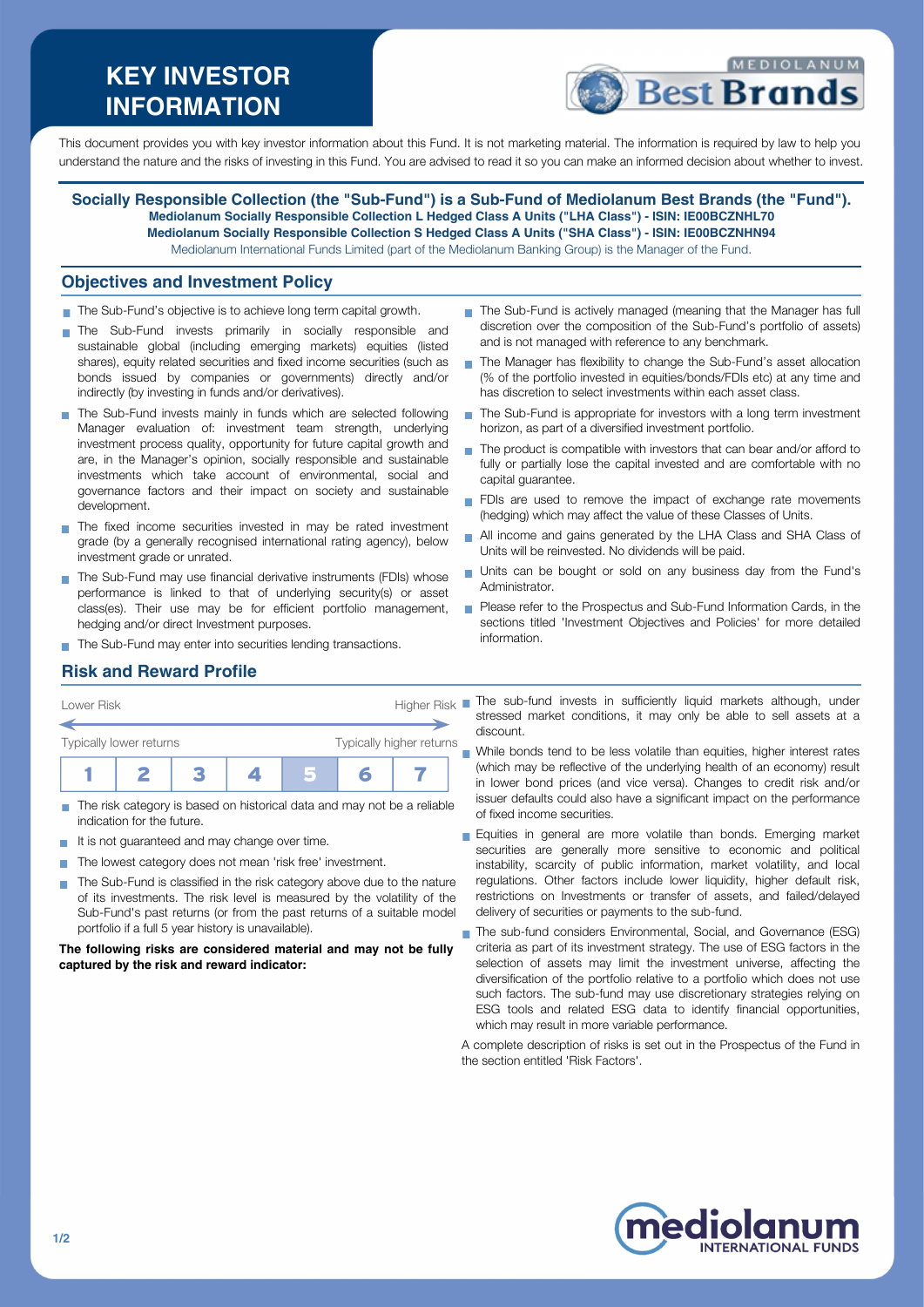# KEY INVESTOR INFORMATION

MEDIOLANUM Best Brands

This document provides you with key investor information about this Fund. It is not marketing material. The information is required by law to help you understand the nature and the risks of investing in this Fund. You are advised to read it so you can make an informed decision about whether to invest.

**Socially Responsible Collection (the "Sub-Fund") is a Sub-Fund of Mediolanum Best Brands (the "Fund").**
**Mediolanum Socially Responsible Collection L Hedged Class A Units ("LHA Class") - ISIN: IE00BCZNHL70**
**Mediolanum Socially Responsible Collection S Hedged Class A Units ("SHA Class") - ISIN: IE00BCZNHN94**
Mediolanum International Funds Limited (part of the Mediolanum Banking Group) is the Manager of the Fund.

## Objectives and Investment Policy

- The Sub-Fund's objective is to achieve long term capital growth.
- The Sub-Fund invests primarily in socially responsible and sustainable global (including emerging markets) equities (listed shares), equity related securities and fixed income securities (such as bonds issued by companies or governments) directly and/or indirectly (by investing in funds and/or derivatives).
- The Sub-Fund invests mainly in funds which are selected following Manager evaluation of: investment team strength, underlying investment process quality, opportunity for future capital growth and are, in the Manager's opinion, socially responsible and sustainable investments which take account of environmental, social and governance factors and their impact on society and sustainable development.
- The fixed income securities invested in may be rated investment grade (by a generally recognised international rating agency), below investment grade or unrated.
- The Sub-Fund may use financial derivative instruments (FDIs) whose performance is linked to that of underlying security(s) or asset class(es). Their use may be for efficient portfolio management, hedging and/or direct Investment purposes.
- The Sub-Fund may enter into securities lending transactions.
- The Sub-Fund is actively managed (meaning that the Manager has full discretion over the composition of the Sub-Fund's portfolio of assets) and is not managed with reference to any benchmark.
- The Manager has flexibility to change the Sub-Fund's asset allocation (% of the portfolio invested in equities/bonds/FDIs etc) at any time and has discretion to select investments within each asset class.
- The Sub-Fund is appropriate for investors with a long term investment horizon, as part of a diversified investment portfolio.
- The product is compatible with investors that can bear and/or afford to fully or partially lose the capital invested and are comfortable with no capital guarantee.
- FDIs are used to remove the impact of exchange rate movements (hedging) which may affect the value of these Classes of Units.
- All income and gains generated by the LHA Class and SHA Class of Units will be reinvested. No dividends will be paid.
- Units can be bought or sold on any business day from the Fund's Administrator.
- Please refer to the Prospectus and Sub-Fund Information Cards, in the sections titled 'Investment Objectives and Policies' for more detailed information.

## Risk and Reward Profile

| Lower Risk | | | | | | Higher Risk |
|---|---|---|---|---|---|---|
| Typically lower returns | | | | | | Typically higher returns |
| 1 | 2 | 3 | 4 | **5** | 6 | 7 |

- The risk category is based on historical data and may not be a reliable indication for the future.
- It is not guaranteed and may change over time.
- The lowest category does not mean 'risk free' investment.
- The Sub-Fund is classified in the risk category above due to the nature of its investments. The risk level is measured by the volatility of the Sub-Fund's past returns (or from the past returns of a suitable model portfolio if a full 5 year history is unavailable).

**The following risks are considered material and may not be fully captured by the risk and reward indicator:**

- The sub-fund invests in sufficiently liquid markets although, under stressed market conditions, it may only be able to sell assets at a discount.
- While bonds tend to be less volatile than equities, higher interest rates (which may be reflective of the underlying health of an economy) result in lower bond prices (and vice versa). Changes to credit risk and/or issuer defaults could also have a significant impact on the performance of fixed income securities.
- Equities in general are more volatile than bonds. Emerging market securities are generally more sensitive to economic and political instability, scarcity of public information, market volatility, and local regulations. Other factors include lower liquidity, higher default risk, restrictions on Investments or transfer of assets, and failed/delayed delivery of securities or payments to the sub-fund.
- The sub-fund considers Environmental, Social, and Governance (ESG) criteria as part of its investment strategy. The use of ESG factors in the selection of assets may limit the investment universe, affecting the diversification of the portfolio relative to a portfolio which does not use such factors. The sub-fund may use discretionary strategies relying on ESG tools and related ESG data to identify financial opportunities, which may result in more variable performance.

A complete description of risks is set out in the Prospectus of the Fund in the section entitled 'Risk Factors'.

mediolanum INTERNATIONAL FUNDS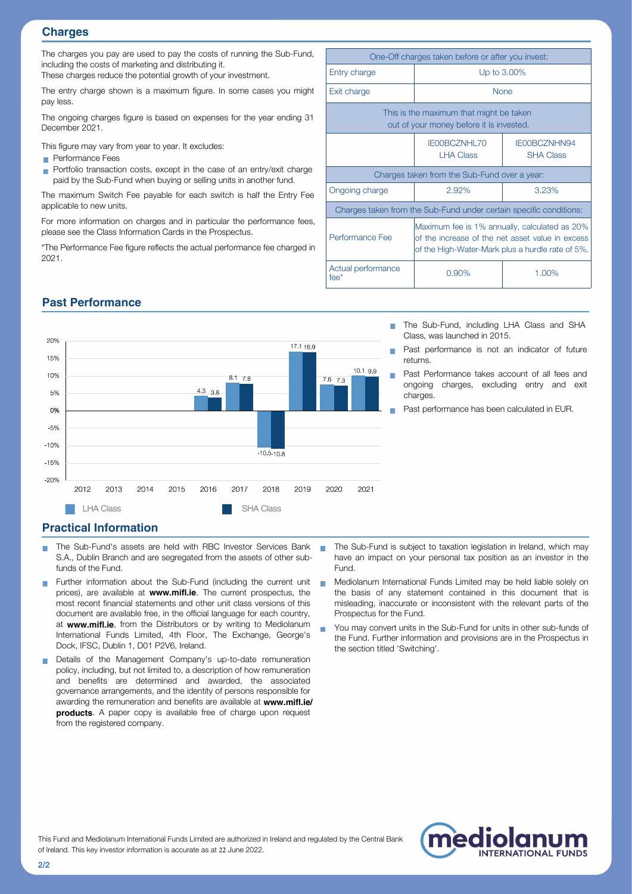## Charges

The charges you pay are used to pay the costs of running the Sub-Fund, including the costs of marketing and distributing it.
These charges reduce the potential growth of your investment.

The entry charge shown is a maximum figure. In some cases you might pay less.

The ongoing charges figure is based on expenses for the year ending 31 December 2021.

This figure may vary from year to year. It excludes:

- Performance Fees
- Portfolio transaction costs, except in the case of an entry/exit charge paid by the Sub-Fund when buying or selling units in another fund.

The maximum Switch Fee payable for each switch is half the Entry Fee applicable to new units.

For more information on charges and in particular the performance fees, please see the Class Information Cards in the Prospectus.

*The Performance Fee figure reflects the actual performance fee charged in 2021.

| One-Off charges taken before or after you invest: | | |
|---|---|---|
| Entry charge | Up to 3.00% | |
| Exit charge | None | |
| This is the maximum that might be taken out of your money before it is invested. | | |
| | IE00BCZNHL70 LHA Class | IE00BCZNHN94 SHA Class |
| Charges taken from the Sub-Fund over a year: | | |
| Ongoing charge | 2.92% | 3.23% |
| Charges taken from the Sub-Fund under certain specific conditions: | | |
| Performance Fee | Maximum fee is 1% annually, calculated as 20% of the increase of the net asset value in excess of the High-Water-Mark plus a hurdle rate of 5%. | |
| Actual performance fee* | 0.90% | 1.00% |

## Past Performance

20%
15%
10%
5%
0%
-5%
-10%
-15%
-20%

2012 2013 2014 2015 2016 2017 2018 2019 2020 2021

4.3 3.8
8.1 7.8
-10.5 -10.8
17.1 16.9
7.6 7.3
10.1 9.9

LHA Class
SHA Class

- The Sub-Fund, including LHA Class and SHA Class, was launched in 2015.
- Past performance is not an indicator of future returns.
- Past Performance takes account of all fees and ongoing charges, excluding entry and exit charges.
- Past performance has been calculated in EUR.

## Practical Information

- The Sub-Fund's assets are held with RBC Investor Services Bank S.A., Dublin Branch and are segregated from the assets of other sub-funds of the Fund.
- Further information about the Sub-Fund (including the current unit prices), are available at **www.mifl.ie**. The current prospectus, the most recent financial statements and other unit class versions of this document are available free, in the official language for each country, at **www.mifl.ie**, from the Distributors or by writing to Mediolanum International Funds Limited, 4th Floor, The Exchange, George's Dock, IFSC, Dublin 1, D01 P2V6, Ireland.
- Details of the Management Company's up-to-date remuneration policy, including, but not limited to, a description of how remuneration and benefits are determined and awarded, the associated governance arrangements, and the identity of persons responsible for awarding the remuneration and benefits are available at **www.mifl.ie/products**. A paper copy is available free of charge upon request from the registered company.
- The Sub-Fund is subject to taxation legislation in Ireland, which may have an impact on your personal tax position as an investor in the Fund.
- Mediolanum International Funds Limited may be held liable solely on the basis of any statement contained in this document that is misleading, inaccurate or inconsistent with the relevant parts of the Prospectus for the Fund.
- You may convert units in the Sub-Fund for units in other sub-funds of the Fund. Further information and provisions are in the Prospectus in the section titled 'Switching'.

This Fund and Mediolanum International Funds Limited are authorized in Ireland and regulated by the Central Bank of Ireland. This key investor information is accurate as at 22 June 2022.